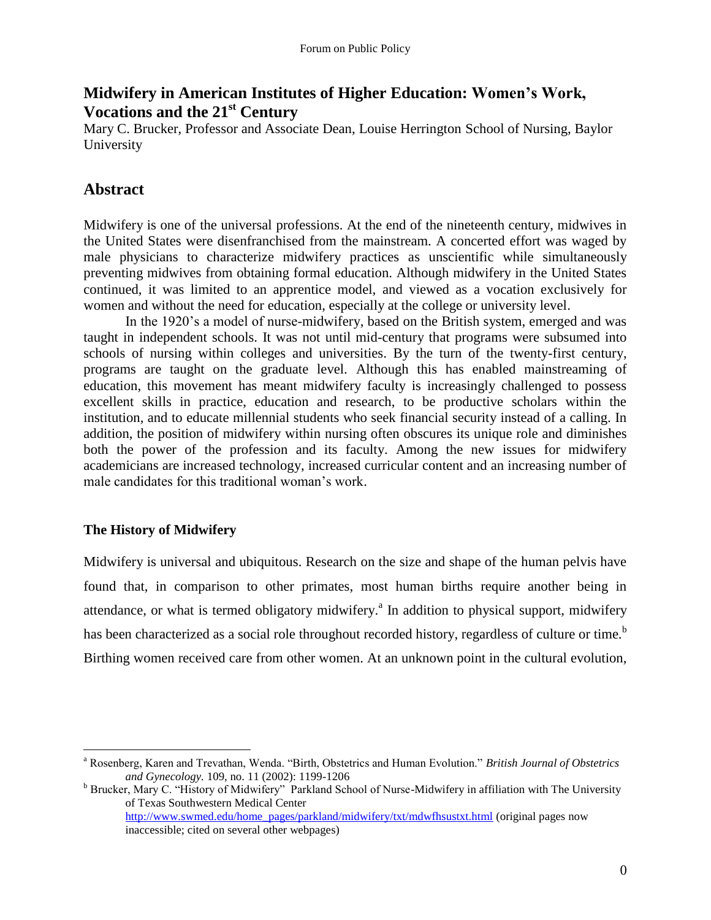# Midwifery in American Institutes of Higher Education: Women's Work, Vocations and the 21st Century

Mary C. Brucker, Professor and Associate Dean, Louise Herrington School of Nursing, Baylor University

## Abstract

Midwifery is one of the universal professions. At the end of the nineteenth century, midwives in the United States were disenfranchised from the mainstream. A concerted effort was waged by male physicians to characterize midwifery practices as unscientific while simultaneously preventing midwives from obtaining formal education. Although midwifery in the United States continued, it was limited to an apprentice model, and viewed as a vocation exclusively for women and without the need for education, especially at the college or university level.

In the 1920's a model of nurse-midwifery, based on the British system, emerged and was taught in independent schools. It was not until mid-century that programs were subsumed into schools of nursing within colleges and universities. By the turn of the twenty-first century, programs are taught on the graduate level. Although this has enabled mainstreaming of education, this movement has meant midwifery faculty is increasingly challenged to possess excellent skills in practice, education and research, to be productive scholars within the institution, and to educate millennial students who seek financial security instead of a calling. In addition, the position of midwifery within nursing often obscures its unique role and diminishes both the power of the profession and its faculty. Among the new issues for midwifery academicians are increased technology, increased curricular content and an increasing number of male candidates for this traditional woman's work.

### The History of Midwifery

Midwifery is universal and ubiquitous. Research on the size and shape of the human pelvis have found that, in comparison to other primates, most human births require another being in attendance, or what is termed obligatory midwifery.[a] In addition to physical support, midwifery has been characterized as a social role throughout recorded history, regardless of culture or time.[b] Birthing women received care from other women. At an unknown point in the cultural evolution,

---

[a] Rosenberg, Karen and Trevathan, Wenda. "Birth, Obstetrics and Human Evolution." *British Journal of Obstetrics and Gynecology.* 109, no. 11 (2002): 1199-1206

[b] Brucker, Mary C. "History of Midwifery" Parkland School of Nurse-Midwifery in affiliation with The University of Texas Southwestern Medical Center http://www.swmed.edu/home_pages/parkland/midwifery/txt/mdwfhsustxt.html (original pages now inaccessible; cited on several other webpages)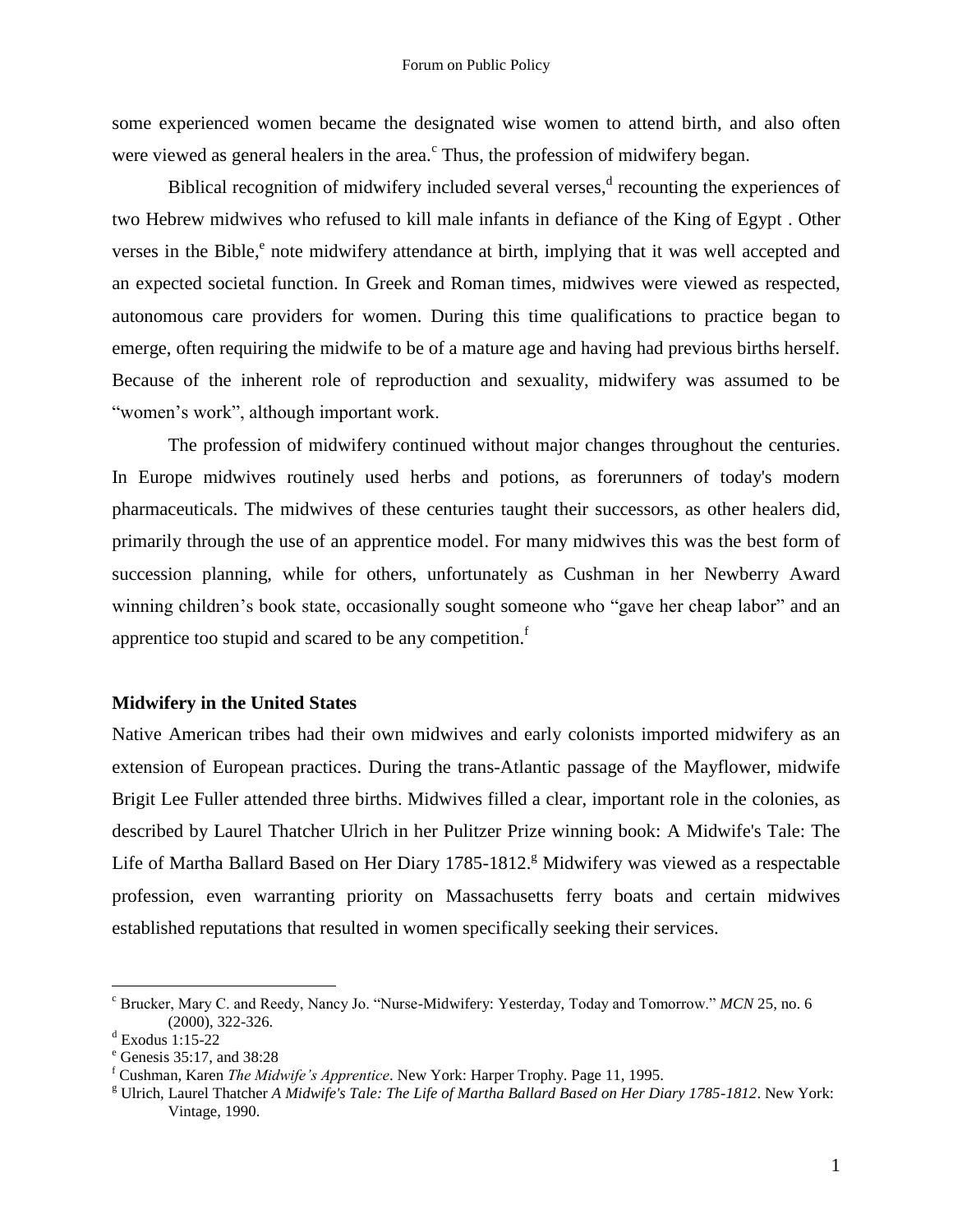some experienced women became the designated wise women to attend birth, and also often were viewed as general healers in the area.[c] Thus, the profession of midwifery began.

Biblical recognition of midwifery included several verses,[d] recounting the experiences of two Hebrew midwives who refused to kill male infants in defiance of the King of Egypt . Other verses in the Bible,[e] note midwifery attendance at birth, implying that it was well accepted and an expected societal function. In Greek and Roman times, midwives were viewed as respected, autonomous care providers for women. During this time qualifications to practice began to emerge, often requiring the midwife to be of a mature age and having had previous births herself. Because of the inherent role of reproduction and sexuality, midwifery was assumed to be "women's work", although important work.

The profession of midwifery continued without major changes throughout the centuries. In Europe midwives routinely used herbs and potions, as forerunners of today's modern pharmaceuticals. The midwives of these centuries taught their successors, as other healers did, primarily through the use of an apprentice model. For many midwives this was the best form of succession planning, while for others, unfortunately as Cushman in her Newberry Award winning children's book state, occasionally sought someone who "gave her cheap labor" and an apprentice too stupid and scared to be any competition.[f]

## Midwifery in the United States

Native American tribes had their own midwives and early colonists imported midwifery as an extension of European practices. During the trans-Atlantic passage of the Mayflower, midwife Brigit Lee Fuller attended three births. Midwives filled a clear, important role in the colonies, as described by Laurel Thatcher Ulrich in her Pulitzer Prize winning book: A Midwife's Tale: The Life of Martha Ballard Based on Her Diary 1785-1812.[g] Midwifery was viewed as a respectable profession, even warranting priority on Massachusetts ferry boats and certain midwives established reputations that resulted in women specifically seeking their services.

---

[c] Brucker, Mary C. and Reedy, Nancy Jo. "Nurse-Midwifery: Yesterday, Today and Tomorrow." *MCN* 25, no. 6 (2000), 322-326.

[d] Exodus 1:15-22

[e] Genesis 35:17, and 38:28

[f] Cushman, Karen *The Midwife's Apprentice*. New York: Harper Trophy. Page 11, 1995.

[g] Ulrich, Laurel Thatcher *A Midwife's Tale: The Life of Martha Ballard Based on Her Diary 1785-1812*. New York: Vintage, 1990.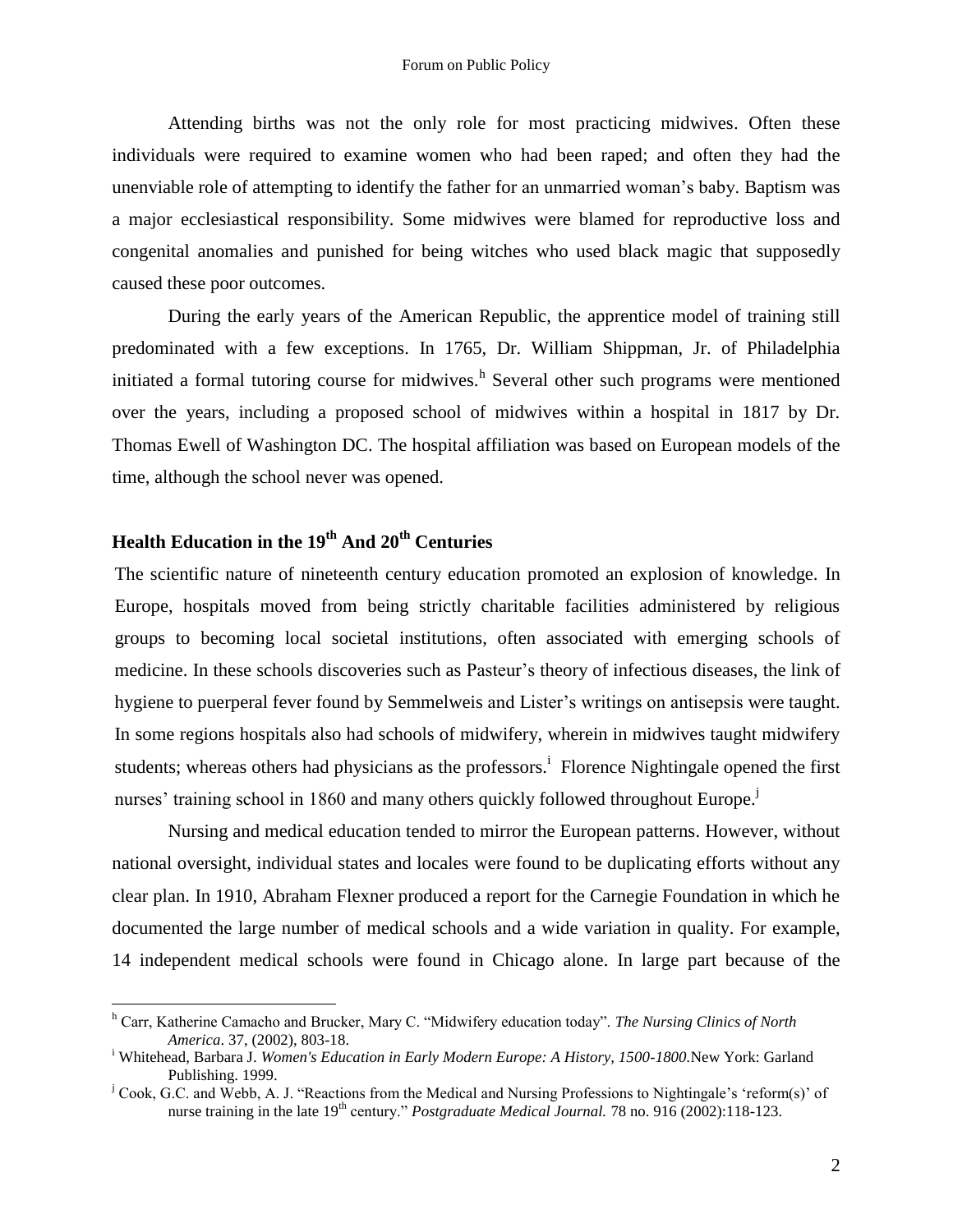Attending births was not the only role for most practicing midwives. Often these individuals were required to examine women who had been raped; and often they had the unenviable role of attempting to identify the father for an unmarried woman's baby. Baptism was a major ecclesiastical responsibility. Some midwives were blamed for reproductive loss and congenital anomalies and punished for being witches who used black magic that supposedly caused these poor outcomes.

During the early years of the American Republic, the apprentice model of training still predominated with a few exceptions. In 1765, Dr. William Shippman, Jr. of Philadelphia initiated a formal tutoring course for midwives.[h] Several other such programs were mentioned over the years, including a proposed school of midwives within a hospital in 1817 by Dr. Thomas Ewell of Washington DC. The hospital affiliation was based on European models of the time, although the school never was opened.

## Health Education in the 19th And 20th Centuries

The scientific nature of nineteenth century education promoted an explosion of knowledge. In Europe, hospitals moved from being strictly charitable facilities administered by religious groups to becoming local societal institutions, often associated with emerging schools of medicine. In these schools discoveries such as Pasteur's theory of infectious diseases, the link of hygiene to puerperal fever found by Semmelweis and Lister's writings on antisepsis were taught. In some regions hospitals also had schools of midwifery, wherein in midwives taught midwifery students; whereas others had physicians as the professors.[i] Florence Nightingale opened the first nurses' training school in 1860 and many others quickly followed throughout Europe.[j]

Nursing and medical education tended to mirror the European patterns. However, without national oversight, individual states and locales were found to be duplicating efforts without any clear plan. In 1910, Abraham Flexner produced a report for the Carnegie Foundation in which he documented the large number of medical schools and a wide variation in quality. For example, 14 independent medical schools were found in Chicago alone. In large part because of the

---

[h] Carr, Katherine Camacho and Brucker, Mary C. "Midwifery education today". *The Nursing Clinics of North America*. 37, (2002), 803-18.

[i] Whitehead, Barbara J. *Women's Education in Early Modern Europe: A History, 1500-1800*.New York: Garland Publishing. 1999.

[j] Cook, G.C. and Webb, A. J. "Reactions from the Medical and Nursing Professions to Nightingale's 'reform(s)' of nurse training in the late 19th century." *Postgraduate Medical Journal.* 78 no. 916 (2002):118-123.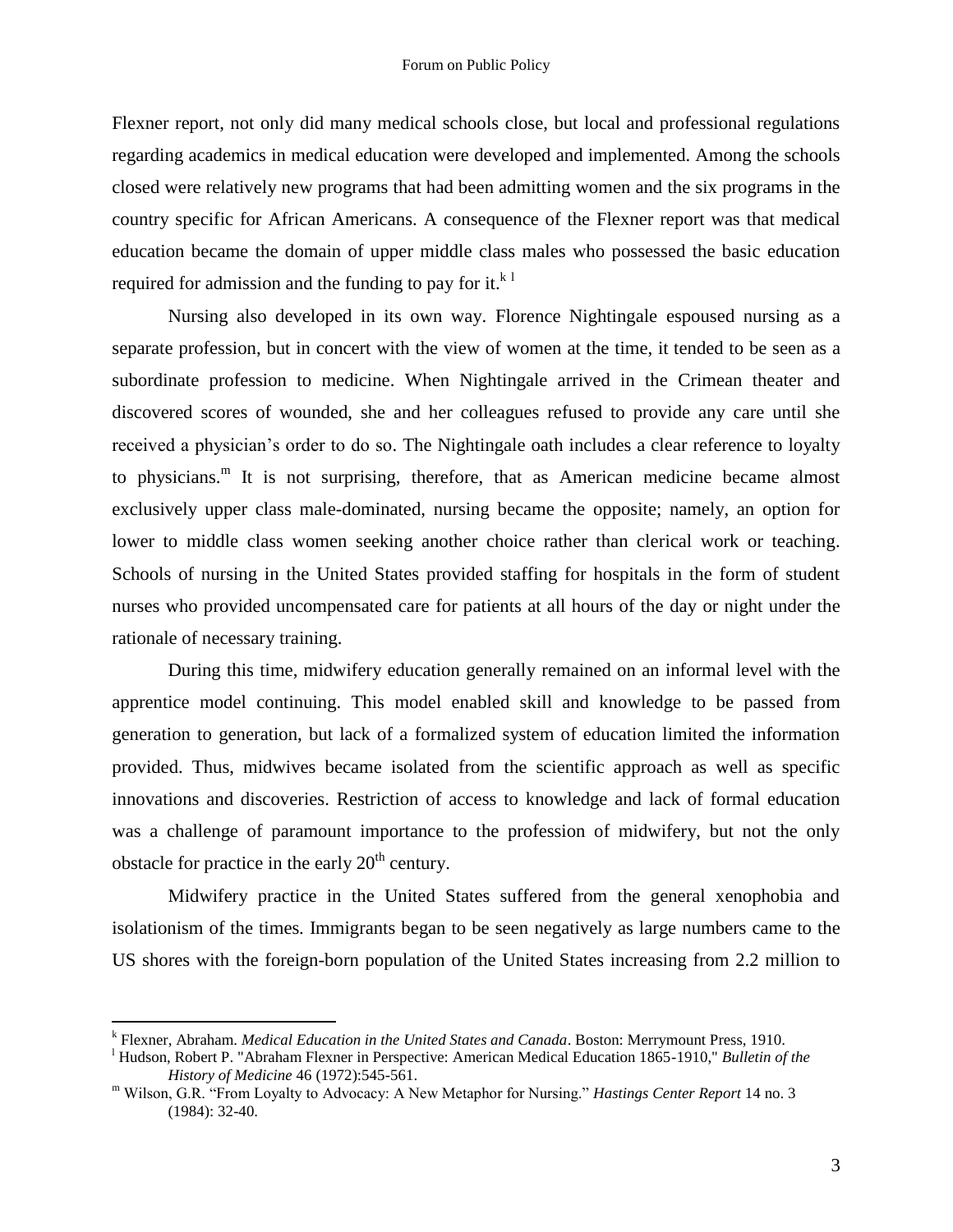Flexner report, not only did many medical schools close, but local and professional regulations regarding academics in medical education were developed and implemented. Among the schools closed were relatively new programs that had been admitting women and the six programs in the country specific for African Americans. A consequence of the Flexner report was that medical education became the domain of upper middle class males who possessed the basic education required for admission and the funding to pay for it.[k] [l]

Nursing also developed in its own way. Florence Nightingale espoused nursing as a separate profession, but in concert with the view of women at the time, it tended to be seen as a subordinate profession to medicine. When Nightingale arrived in the Crimean theater and discovered scores of wounded, she and her colleagues refused to provide any care until she received a physician's order to do so. The Nightingale oath includes a clear reference to loyalty to physicians.[m] It is not surprising, therefore, that as American medicine became almost exclusively upper class male-dominated, nursing became the opposite; namely, an option for lower to middle class women seeking another choice rather than clerical work or teaching. Schools of nursing in the United States provided staffing for hospitals in the form of student nurses who provided uncompensated care for patients at all hours of the day or night under the rationale of necessary training.

During this time, midwifery education generally remained on an informal level with the apprentice model continuing. This model enabled skill and knowledge to be passed from generation to generation, but lack of a formalized system of education limited the information provided. Thus, midwives became isolated from the scientific approach as well as specific innovations and discoveries. Restriction of access to knowledge and lack of formal education was a challenge of paramount importance to the profession of midwifery, but not the only obstacle for practice in the early 20th century.

Midwifery practice in the United States suffered from the general xenophobia and isolationism of the times. Immigrants began to be seen negatively as large numbers came to the US shores with the foreign-born population of the United States increasing from 2.2 million to

---

[k] Flexner, Abraham. *Medical Education in the United States and Canada*. Boston: Merrymount Press, 1910.

[l] Hudson, Robert P. "Abraham Flexner in Perspective: American Medical Education 1865-1910," *Bulletin of the History of Medicine* 46 (1972):545-561.

[m] Wilson, G.R. "From Loyalty to Advocacy: A New Metaphor for Nursing." *Hastings Center Report* 14 no. 3 (1984): 32-40.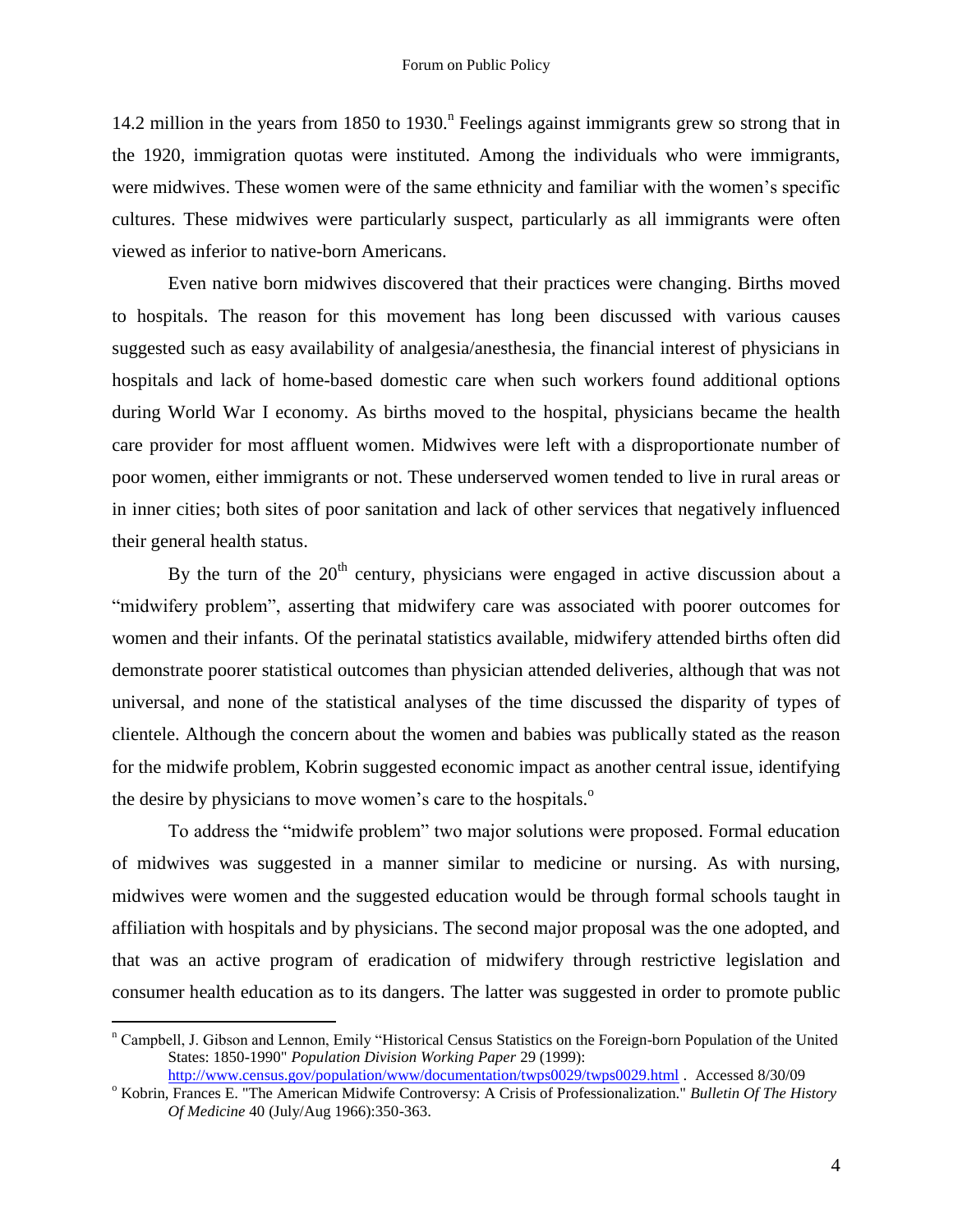14.2 million in the years from 1850 to 1930.[n] Feelings against immigrants grew so strong that in the 1920, immigration quotas were instituted. Among the individuals who were immigrants, were midwives. These women were of the same ethnicity and familiar with the women's specific cultures. These midwives were particularly suspect, particularly as all immigrants were often viewed as inferior to native-born Americans.

Even native born midwives discovered that their practices were changing. Births moved to hospitals. The reason for this movement has long been discussed with various causes suggested such as easy availability of analgesia/anesthesia, the financial interest of physicians in hospitals and lack of home-based domestic care when such workers found additional options during World War I economy. As births moved to the hospital, physicians became the health care provider for most affluent women. Midwives were left with a disproportionate number of poor women, either immigrants or not. These underserved women tended to live in rural areas or in inner cities; both sites of poor sanitation and lack of other services that negatively influenced their general health status.

By the turn of the 20th century, physicians were engaged in active discussion about a "midwifery problem", asserting that midwifery care was associated with poorer outcomes for women and their infants. Of the perinatal statistics available, midwifery attended births often did demonstrate poorer statistical outcomes than physician attended deliveries, although that was not universal, and none of the statistical analyses of the time discussed the disparity of types of clientele. Although the concern about the women and babies was publically stated as the reason for the midwife problem, Kobrin suggested economic impact as another central issue, identifying the desire by physicians to move women's care to the hospitals.[o]

To address the "midwife problem" two major solutions were proposed. Formal education of midwives was suggested in a manner similar to medicine or nursing. As with nursing, midwives were women and the suggested education would be through formal schools taught in affiliation with hospitals and by physicians. The second major proposal was the one adopted, and that was an active program of eradication of midwifery through restrictive legislation and consumer health education as to its dangers. The latter was suggested in order to promote public

---

[n] Campbell, J. Gibson and Lennon, Emily "Historical Census Statistics on the Foreign-born Population of the United States: 1850-1990" *Population Division Working Paper* 29 (1999): http://www.census.gov/population/www/documentation/twps0029/twps0029.html . Accessed 8/30/09

[o] Kobrin, Frances E. "The American Midwife Controversy: A Crisis of Professionalization." *Bulletin Of The History Of Medicine* 40 (July/Aug 1966):350-363.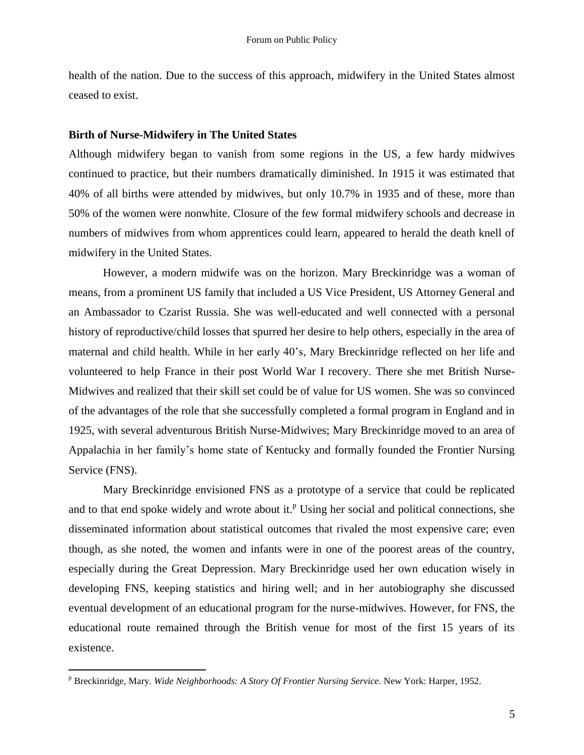health of the nation. Due to the success of this approach, midwifery in the United States almost ceased to exist.

**Birth of Nurse-Midwifery in The United States**

Although midwifery began to vanish from some regions in the US, a few hardy midwives continued to practice, but their numbers dramatically diminished. In 1915 it was estimated that 40% of all births were attended by midwives, but only 10.7% in 1935 and of these, more than 50% of the women were nonwhite. Closure of the few formal midwifery schools and decrease in numbers of midwives from whom apprentices could learn, appeared to herald the death knell of midwifery in the United States.

However, a modern midwife was on the horizon. Mary Breckinridge was a woman of means, from a prominent US family that included a US Vice President, US Attorney General and an Ambassador to Czarist Russia. She was well-educated and well connected with a personal history of reproductive/child losses that spurred her desire to help others, especially in the area of maternal and child health. While in her early 40's, Mary Breckinridge reflected on her life and volunteered to help France in their post World War I recovery. There she met British Nurse-Midwives and realized that their skill set could be of value for US women. She was so convinced of the advantages of the role that she successfully completed a formal program in England and in 1925, with several adventurous British Nurse-Midwives; Mary Breckinridge moved to an area of Appalachia in her family's home state of Kentucky and formally founded the Frontier Nursing Service (FNS).

Mary Breckinridge envisioned FNS as a prototype of a service that could be replicated and to that end spoke widely and wrote about it.[p] Using her social and political connections, she disseminated information about statistical outcomes that rivaled the most expensive care; even though, as she noted, the women and infants were in one of the poorest areas of the country, especially during the Great Depression. Mary Breckinridge used her own education wisely in developing FNS, keeping statistics and hiring well; and in her autobiography she discussed eventual development of an educational program for the nurse-midwives. However, for FNS, the educational route remained through the British venue for most of the first 15 years of its existence.

[p] Breckinridge, Mary. *Wide Neighborhoods: A Story Of Frontier Nursing Service.* New York: Harper, 1952.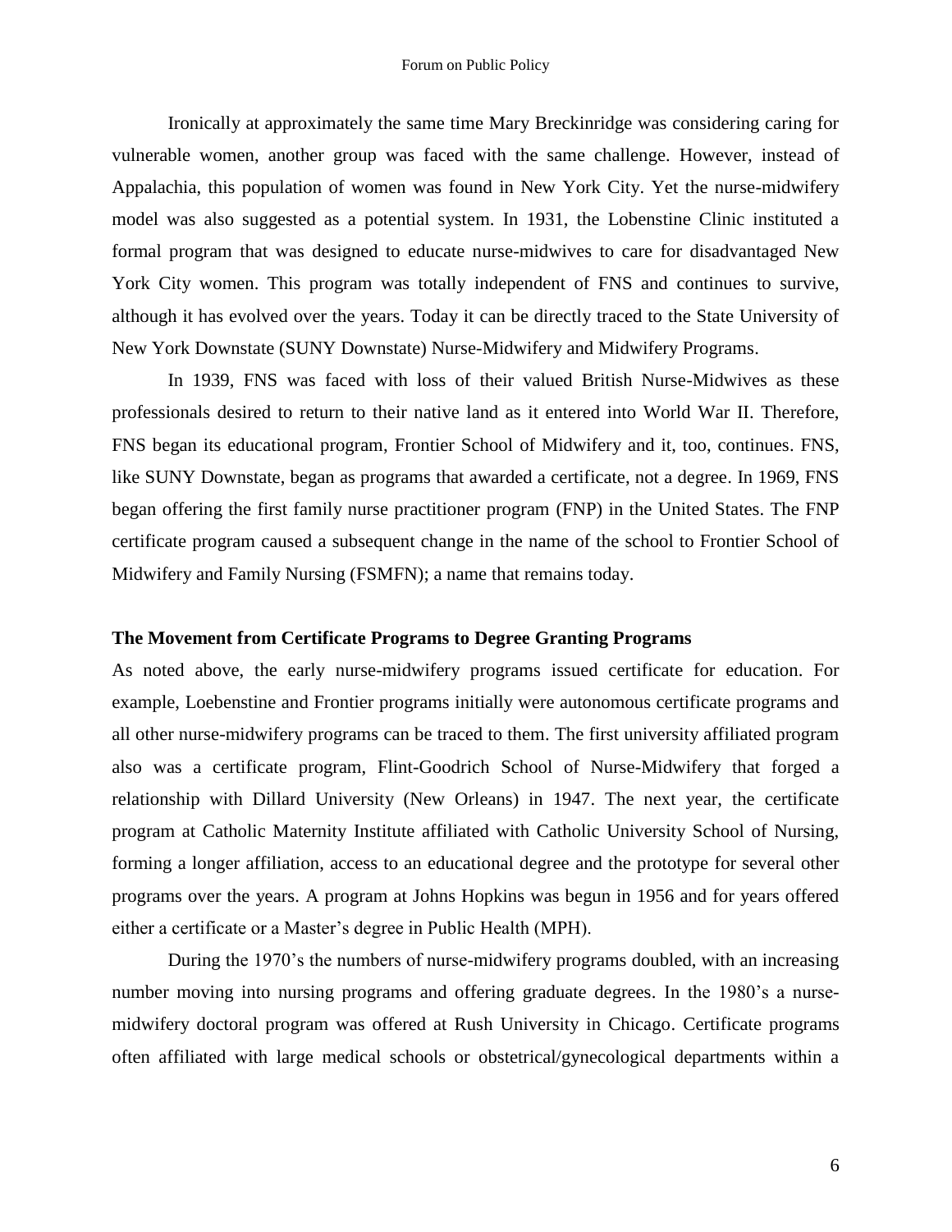Ironically at approximately the same time Mary Breckinridge was considering caring for vulnerable women, another group was faced with the same challenge. However, instead of Appalachia, this population of women was found in New York City. Yet the nurse-midwifery model was also suggested as a potential system. In 1931, the Lobenstine Clinic instituted a formal program that was designed to educate nurse-midwives to care for disadvantaged New York City women. This program was totally independent of FNS and continues to survive, although it has evolved over the years. Today it can be directly traced to the State University of New York Downstate (SUNY Downstate) Nurse-Midwifery and Midwifery Programs.

In 1939, FNS was faced with loss of their valued British Nurse-Midwives as these professionals desired to return to their native land as it entered into World War II. Therefore, FNS began its educational program, Frontier School of Midwifery and it, too, continues. FNS, like SUNY Downstate, began as programs that awarded a certificate, not a degree. In 1969, FNS began offering the first family nurse practitioner program (FNP) in the United States. The FNP certificate program caused a subsequent change in the name of the school to Frontier School of Midwifery and Family Nursing (FSMFN); a name that remains today.

## The Movement from Certificate Programs to Degree Granting Programs

As noted above, the early nurse-midwifery programs issued certificate for education. For example, Loebenstine and Frontier programs initially were autonomous certificate programs and all other nurse-midwifery programs can be traced to them. The first university affiliated program also was a certificate program, Flint-Goodrich School of Nurse-Midwifery that forged a relationship with Dillard University (New Orleans) in 1947. The next year, the certificate program at Catholic Maternity Institute affiliated with Catholic University School of Nursing, forming a longer affiliation, access to an educational degree and the prototype for several other programs over the years. A program at Johns Hopkins was begun in 1956 and for years offered either a certificate or a Master's degree in Public Health (MPH).

During the 1970's the numbers of nurse-midwifery programs doubled, with an increasing number moving into nursing programs and offering graduate degrees. In the 1980's a nurse-midwifery doctoral program was offered at Rush University in Chicago. Certificate programs often affiliated with large medical schools or obstetrical/gynecological departments within a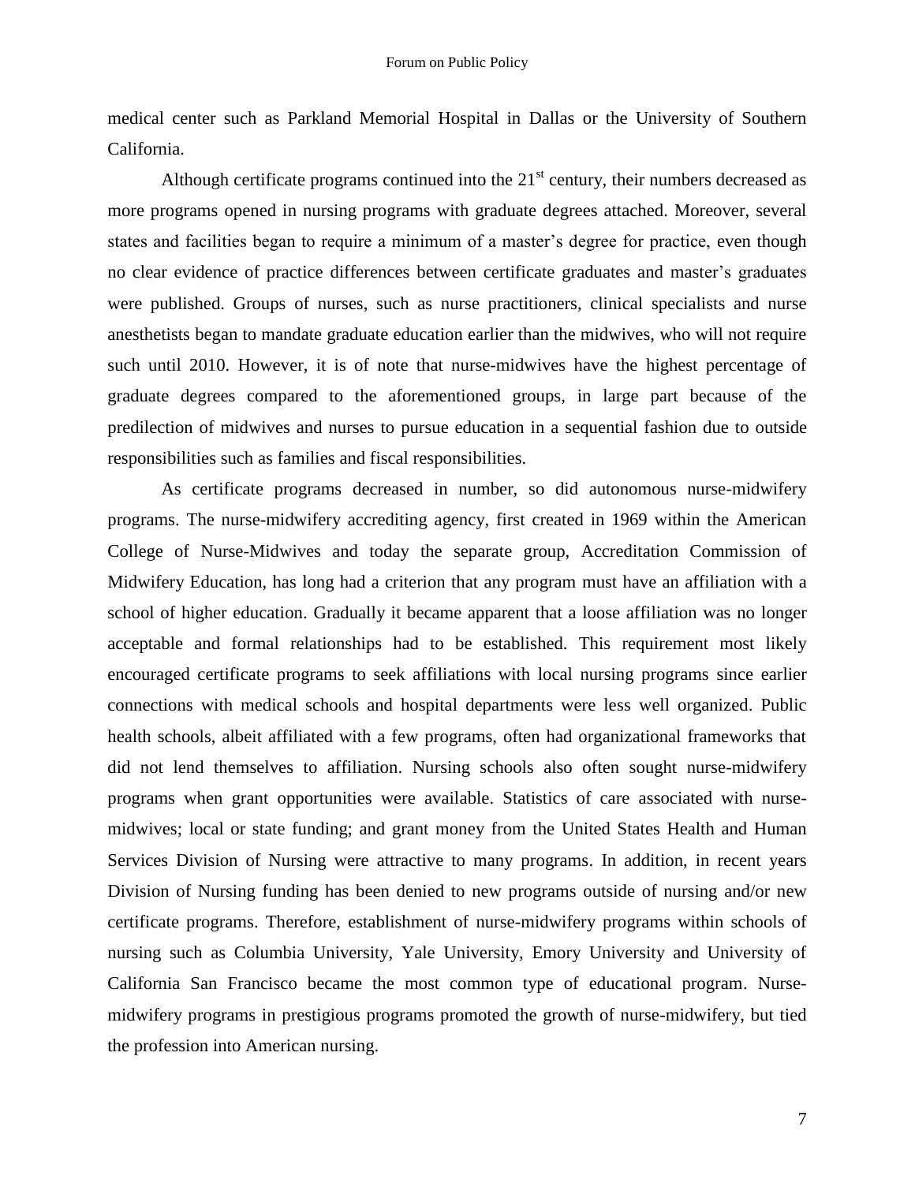medical center such as Parkland Memorial Hospital in Dallas or the University of Southern California.

Although certificate programs continued into the 21st century, their numbers decreased as more programs opened in nursing programs with graduate degrees attached. Moreover, several states and facilities began to require a minimum of a master's degree for practice, even though no clear evidence of practice differences between certificate graduates and master's graduates were published. Groups of nurses, such as nurse practitioners, clinical specialists and nurse anesthetists began to mandate graduate education earlier than the midwives, who will not require such until 2010. However, it is of note that nurse-midwives have the highest percentage of graduate degrees compared to the aforementioned groups, in large part because of the predilection of midwives and nurses to pursue education in a sequential fashion due to outside responsibilities such as families and fiscal responsibilities.

As certificate programs decreased in number, so did autonomous nurse-midwifery programs. The nurse-midwifery accrediting agency, first created in 1969 within the American College of Nurse-Midwives and today the separate group, Accreditation Commission of Midwifery Education, has long had a criterion that any program must have an affiliation with a school of higher education. Gradually it became apparent that a loose affiliation was no longer acceptable and formal relationships had to be established. This requirement most likely encouraged certificate programs to seek affiliations with local nursing programs since earlier connections with medical schools and hospital departments were less well organized. Public health schools, albeit affiliated with a few programs, often had organizational frameworks that did not lend themselves to affiliation. Nursing schools also often sought nurse-midwifery programs when grant opportunities were available. Statistics of care associated with nurse-midwives; local or state funding; and grant money from the United States Health and Human Services Division of Nursing were attractive to many programs. In addition, in recent years Division of Nursing funding has been denied to new programs outside of nursing and/or new certificate programs. Therefore, establishment of nurse-midwifery programs within schools of nursing such as Columbia University, Yale University, Emory University and University of California San Francisco became the most common type of educational program. Nurse-midwifery programs in prestigious programs promoted the growth of nurse-midwifery, but tied the profession into American nursing.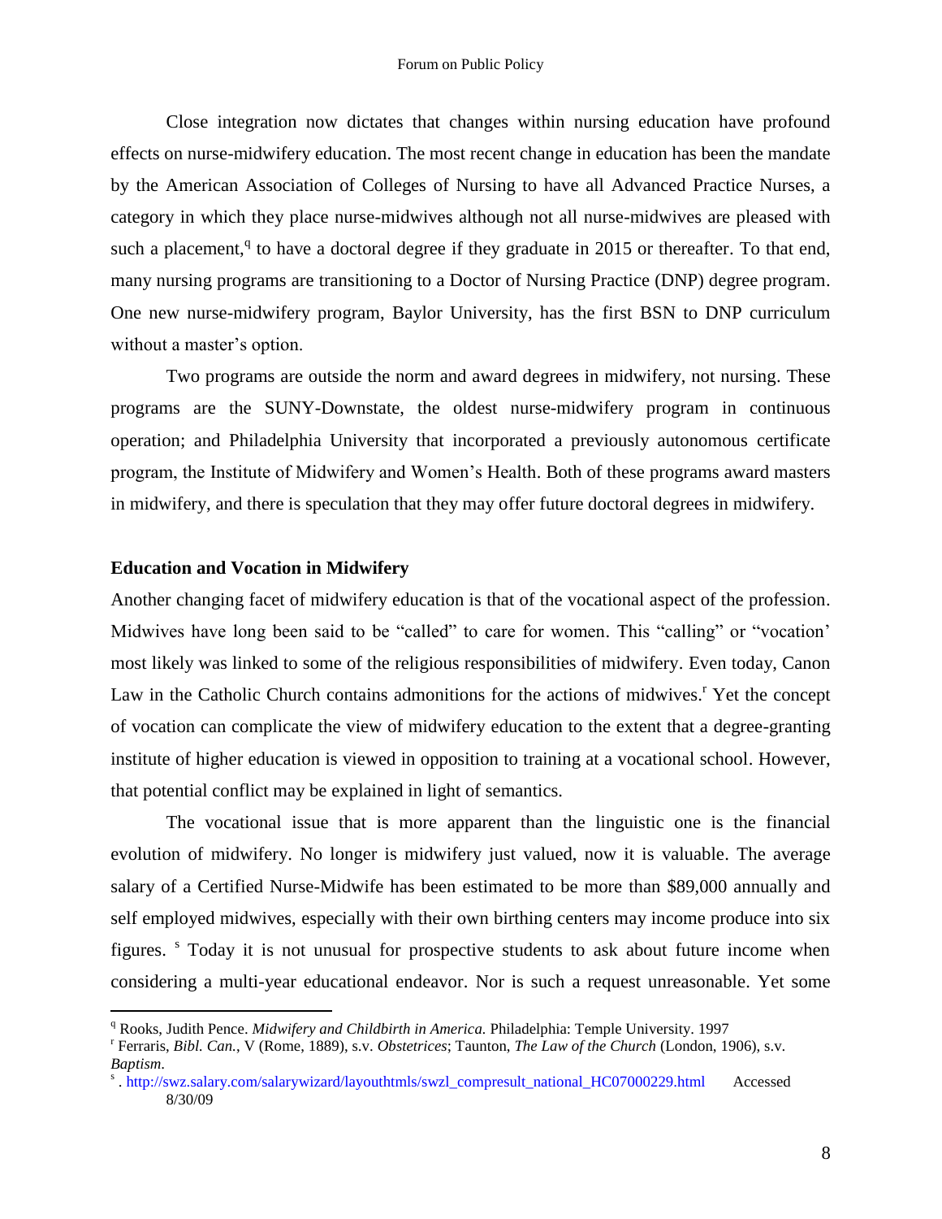Close integration now dictates that changes within nursing education have profound effects on nurse-midwifery education. The most recent change in education has been the mandate by the American Association of Colleges of Nursing to have all Advanced Practice Nurses, a category in which they place nurse-midwives although not all nurse-midwives are pleased with such a placement,[q] to have a doctoral degree if they graduate in 2015 or thereafter. To that end, many nursing programs are transitioning to a Doctor of Nursing Practice (DNP) degree program. One new nurse-midwifery program, Baylor University, has the first BSN to DNP curriculum without a master's option.

Two programs are outside the norm and award degrees in midwifery, not nursing. These programs are the SUNY-Downstate, the oldest nurse-midwifery program in continuous operation; and Philadelphia University that incorporated a previously autonomous certificate program, the Institute of Midwifery and Women's Health. Both of these programs award masters in midwifery, and there is speculation that they may offer future doctoral degrees in midwifery.

**Education and Vocation in Midwifery**

Another changing facet of midwifery education is that of the vocational aspect of the profession. Midwives have long been said to be "called" to care for women. This "calling" or "vocation' most likely was linked to some of the religious responsibilities of midwifery. Even today, Canon Law in the Catholic Church contains admonitions for the actions of midwives.[r] Yet the concept of vocation can complicate the view of midwifery education to the extent that a degree-granting institute of higher education is viewed in opposition to training at a vocational school. However, that potential conflict may be explained in light of semantics.

The vocational issue that is more apparent than the linguistic one is the financial evolution of midwifery. No longer is midwifery just valued, now it is valuable. The average salary of a Certified Nurse-Midwife has been estimated to be more than $89,000 annually and self employed midwives, especially with their own birthing centers may income produce into six figures. [s] Today it is not unusual for prospective students to ask about future income when considering a multi-year educational endeavor. Nor is such a request unreasonable. Yet some

---

[q] Rooks, Judith Pence. *Midwifery and Childbirth in America.* Philadelphia: Temple University. 1997

[r] Ferraris, *Bibl. Can.*, V (Rome, 1889), s.v. *Obstetrices*; Taunton, *The Law of the Church* (London, 1906), s.v. *Baptism*.

[s] . http://swz.salary.com/salarywizard/layouthtmls/swzl_compresult_national_HC07000229.html Accessed 8/30/09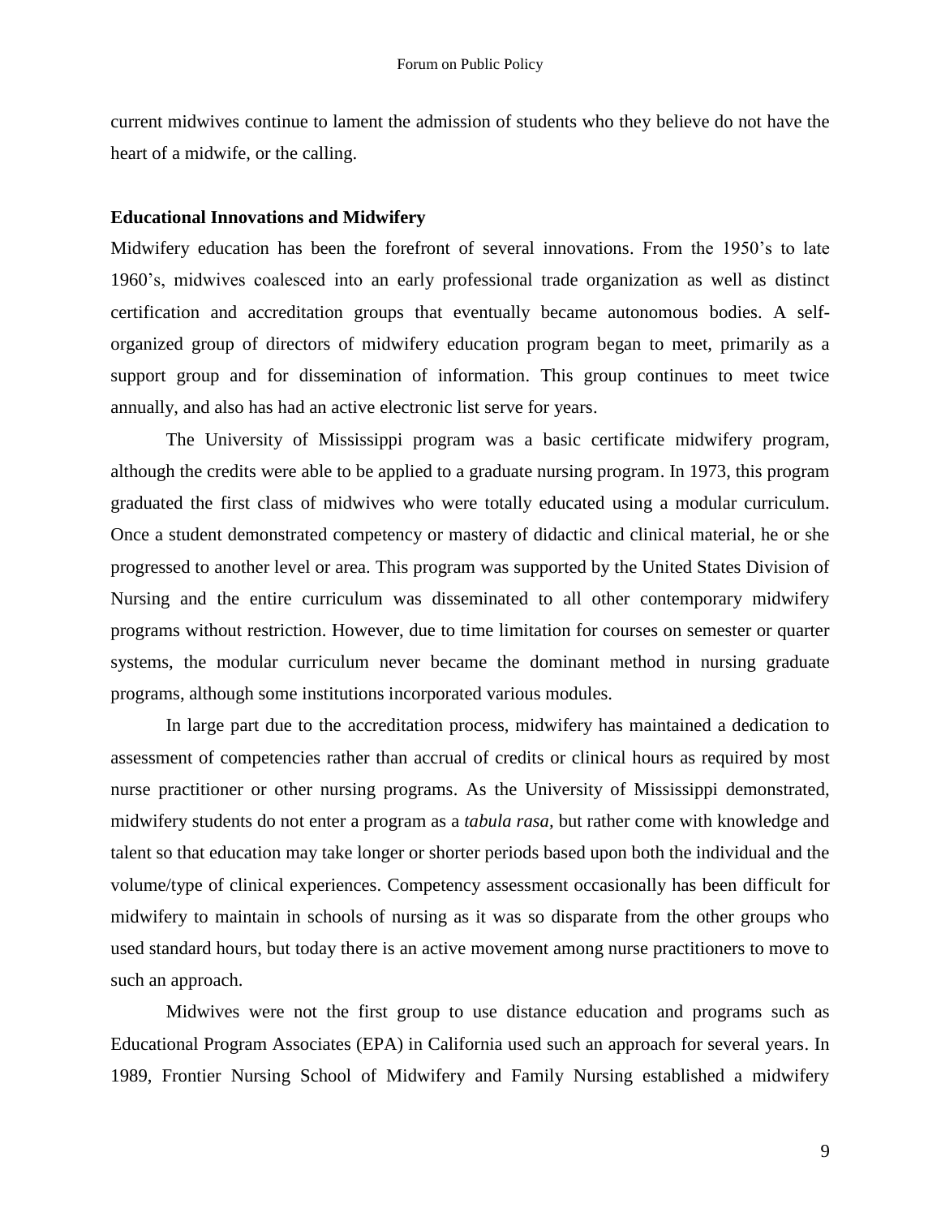current midwives continue to lament the admission of students who they believe do not have the heart of a midwife, or the calling.

**Educational Innovations and Midwifery**

Midwifery education has been the forefront of several innovations. From the 1950's to late 1960's, midwives coalesced into an early professional trade organization as well as distinct certification and accreditation groups that eventually became autonomous bodies. A self-organized group of directors of midwifery education program began to meet, primarily as a support group and for dissemination of information. This group continues to meet twice annually, and also has had an active electronic list serve for years.

The University of Mississippi program was a basic certificate midwifery program, although the credits were able to be applied to a graduate nursing program. In 1973, this program graduated the first class of midwives who were totally educated using a modular curriculum. Once a student demonstrated competency or mastery of didactic and clinical material, he or she progressed to another level or area. This program was supported by the United States Division of Nursing and the entire curriculum was disseminated to all other contemporary midwifery programs without restriction. However, due to time limitation for courses on semester or quarter systems, the modular curriculum never became the dominant method in nursing graduate programs, although some institutions incorporated various modules.

In large part due to the accreditation process, midwifery has maintained a dedication to assessment of competencies rather than accrual of credits or clinical hours as required by most nurse practitioner or other nursing programs. As the University of Mississippi demonstrated, midwifery students do not enter a program as a *tabula rasa,* but rather come with knowledge and talent so that education may take longer or shorter periods based upon both the individual and the volume/type of clinical experiences. Competency assessment occasionally has been difficult for midwifery to maintain in schools of nursing as it was so disparate from the other groups who used standard hours, but today there is an active movement among nurse practitioners to move to such an approach.

Midwives were not the first group to use distance education and programs such as Educational Program Associates (EPA) in California used such an approach for several years. In 1989, Frontier Nursing School of Midwifery and Family Nursing established a midwifery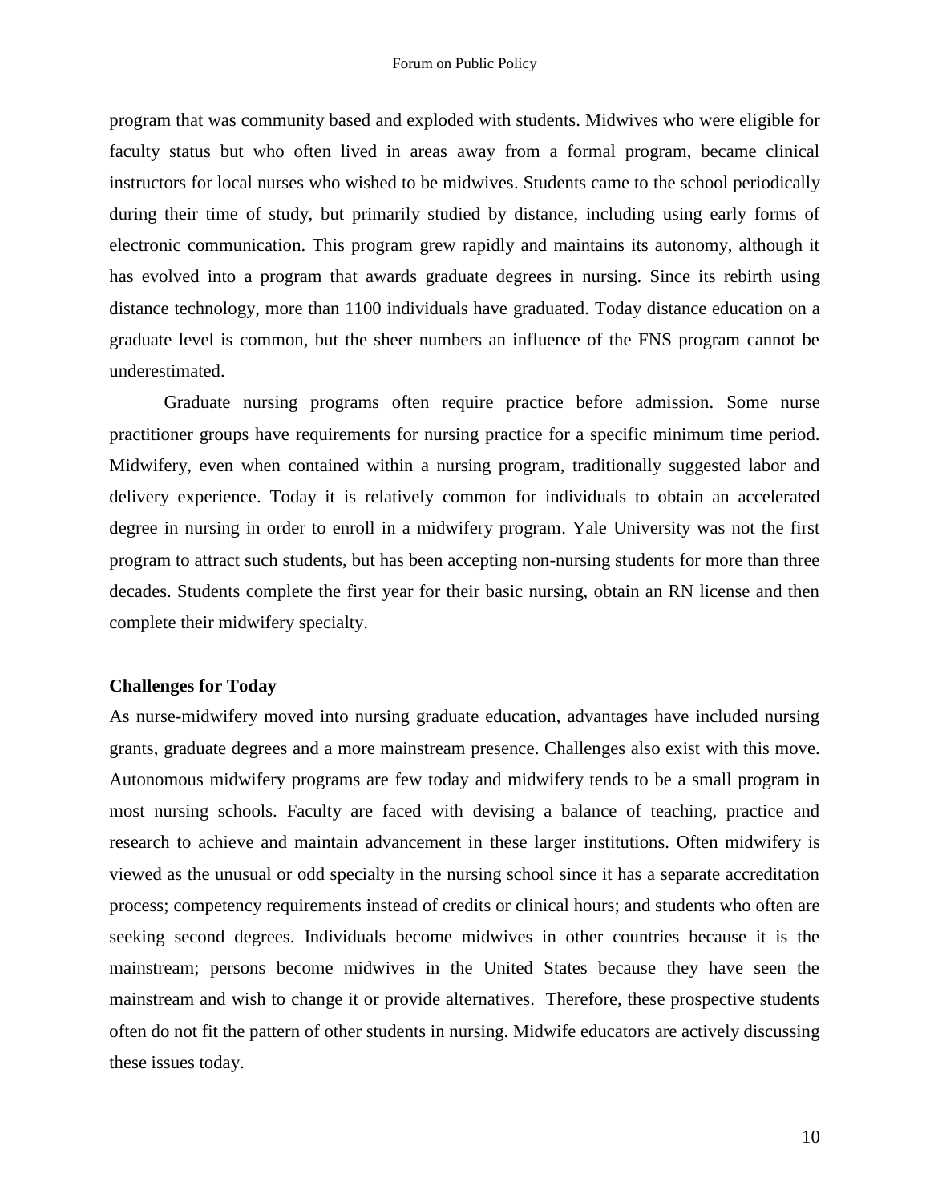program that was community based and exploded with students. Midwives who were eligible for faculty status but who often lived in areas away from a formal program, became clinical instructors for local nurses who wished to be midwives. Students came to the school periodically during their time of study, but primarily studied by distance, including using early forms of electronic communication. This program grew rapidly and maintains its autonomy, although it has evolved into a program that awards graduate degrees in nursing. Since its rebirth using distance technology, more than 1100 individuals have graduated. Today distance education on a graduate level is common, but the sheer numbers an influence of the FNS program cannot be underestimated.

Graduate nursing programs often require practice before admission. Some nurse practitioner groups have requirements for nursing practice for a specific minimum time period. Midwifery, even when contained within a nursing program, traditionally suggested labor and delivery experience. Today it is relatively common for individuals to obtain an accelerated degree in nursing in order to enroll in a midwifery program. Yale University was not the first program to attract such students, but has been accepting non-nursing students for more than three decades. Students complete the first year for their basic nursing, obtain an RN license and then complete their midwifery specialty.

**Challenges for Today**

As nurse-midwifery moved into nursing graduate education, advantages have included nursing grants, graduate degrees and a more mainstream presence. Challenges also exist with this move. Autonomous midwifery programs are few today and midwifery tends to be a small program in most nursing schools. Faculty are faced with devising a balance of teaching, practice and research to achieve and maintain advancement in these larger institutions. Often midwifery is viewed as the unusual or odd specialty in the nursing school since it has a separate accreditation process; competency requirements instead of credits or clinical hours; and students who often are seeking second degrees. Individuals become midwives in other countries because it is the mainstream; persons become midwives in the United States because they have seen the mainstream and wish to change it or provide alternatives. Therefore, these prospective students often do not fit the pattern of other students in nursing. Midwife educators are actively discussing these issues today.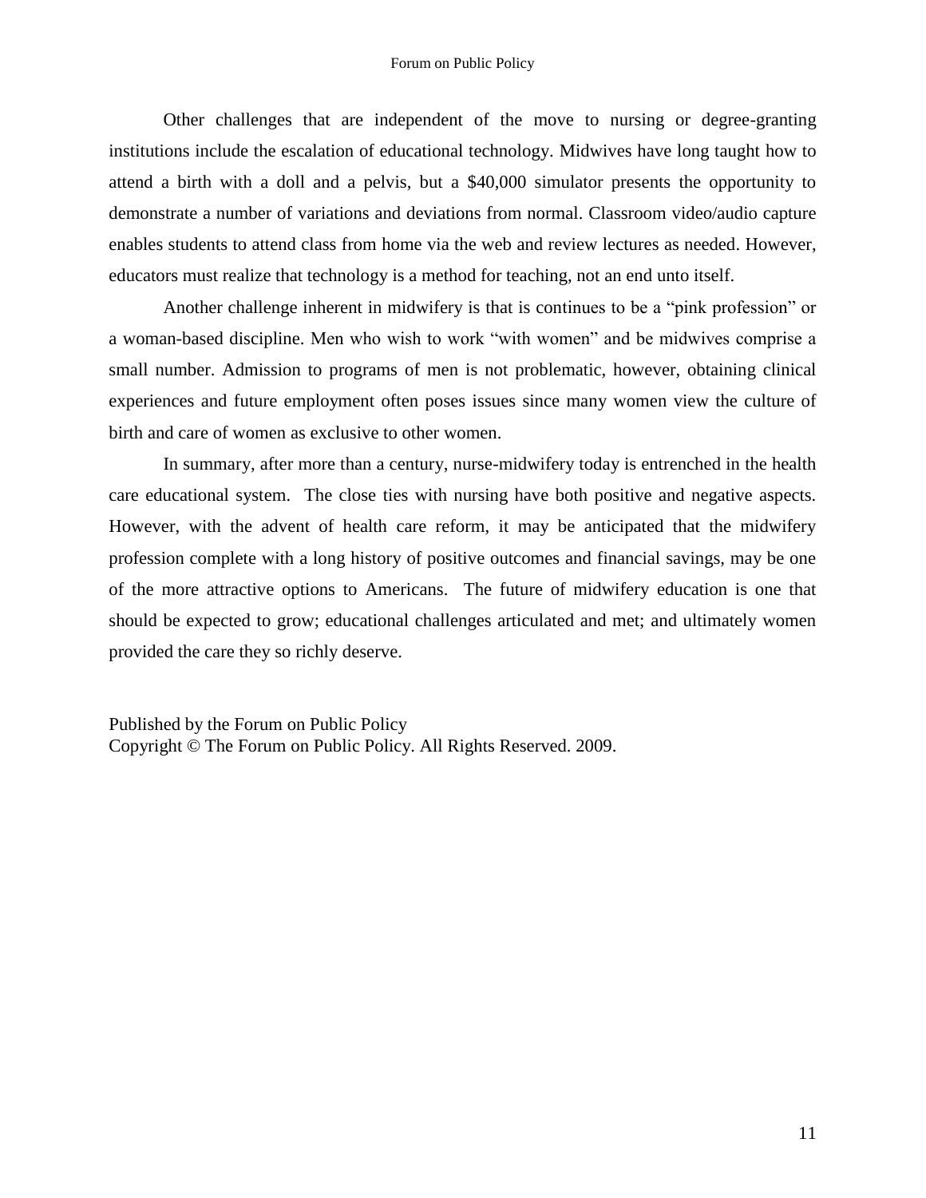Other challenges that are independent of the move to nursing or degree-granting institutions include the escalation of educational technology. Midwives have long taught how to attend a birth with a doll and a pelvis, but a $40,000 simulator presents the opportunity to demonstrate a number of variations and deviations from normal. Classroom video/audio capture enables students to attend class from home via the web and review lectures as needed. However, educators must realize that technology is a method for teaching, not an end unto itself.

Another challenge inherent in midwifery is that is continues to be a "pink profession" or a woman-based discipline. Men who wish to work "with women" and be midwives comprise a small number. Admission to programs of men is not problematic, however, obtaining clinical experiences and future employment often poses issues since many women view the culture of birth and care of women as exclusive to other women.

In summary, after more than a century, nurse-midwifery today is entrenched in the health care educational system. The close ties with nursing have both positive and negative aspects. However, with the advent of health care reform, it may be anticipated that the midwifery profession complete with a long history of positive outcomes and financial savings, may be one of the more attractive options to Americans. The future of midwifery education is one that should be expected to grow; educational challenges articulated and met; and ultimately women provided the care they so richly deserve.

Published by the Forum on Public Policy
Copyright © The Forum on Public Policy. All Rights Reserved. 2009.